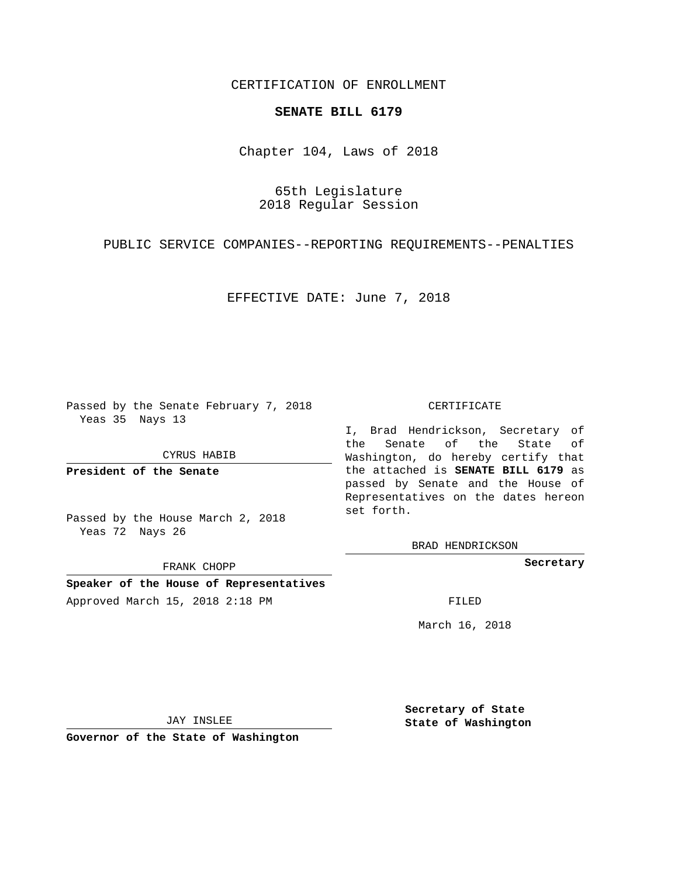CERTIFICATION OF ENROLLMENT

**SENATE BILL 6179**

Chapter 104, Laws of 2018

65th Legislature
2018 Regular Session

PUBLIC SERVICE COMPANIES--REPORTING REQUIREMENTS--PENALTIES

EFFECTIVE DATE: June 7, 2018

Passed by the Senate February 7, 2018
Yeas 35 Nays 13

CYRUS HABIB

**President of the Senate**

Passed by the House March 2, 2018
Yeas 72 Nays 26

FRANK CHOPP

**Speaker of the House of Representatives**

Approved March 15, 2018 2:18 PM

JAY INSLEE

**Governor of the State of Washington**

CERTIFICATE

I, Brad Hendrickson, Secretary of the Senate of the State of Washington, do hereby certify that the attached is **SENATE BILL 6179** as passed by Senate and the House of Representatives on the dates hereon set forth.

BRAD HENDRICKSON

**Secretary**

FILED

March 16, 2018

**Secretary of State**
**State of Washington**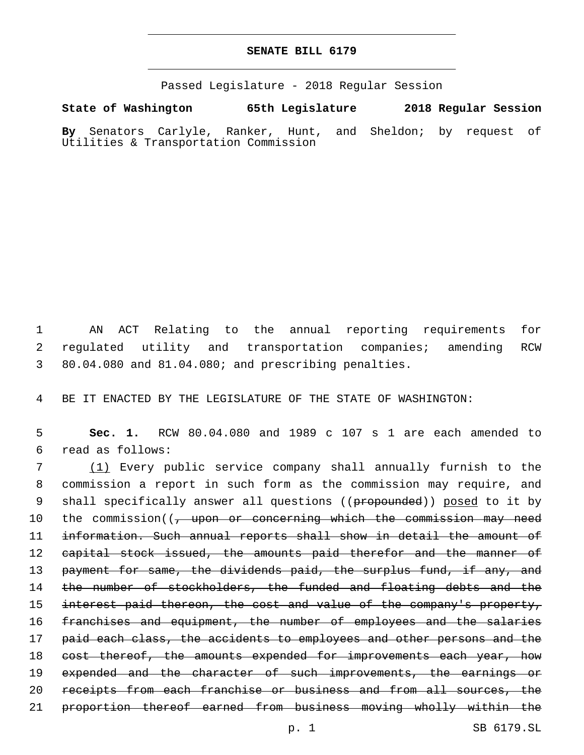**SENATE BILL 6179**

Passed Legislature - 2018 Regular Session

**State of Washington 65th Legislature 2018 Regular Session**

**By** Senators Carlyle, Ranker, Hunt, and Sheldon; by request of Utilities & Transportation Commission

AN ACT Relating to the annual reporting requirements for regulated utility and transportation companies; amending RCW 80.04.080 and 81.04.080; and prescribing penalties.

BE IT ENACTED BY THE LEGISLATURE OF THE STATE OF WASHINGTON:

**Sec. 1.** RCW 80.04.080 and 1989 c 107 s 1 are each amended to read as follows:

<u>(1)</u> Every public service company shall annually furnish to the commission a report in such form as the commission may require, and shall specifically answer all questions ((~~propounded~~)) <u>posed</u> to it by the commission((~~, upon or concerning which the commission may need information. Such annual reports shall show in detail the amount of capital stock issued, the amounts paid therefor and the manner of payment for same, the dividends paid, the surplus fund, if any, and the number of stockholders, the funded and floating debts and the interest paid thereon, the cost and value of the company's property, franchises and equipment, the number of employees and the salaries paid each class, the accidents to employees and other persons and the cost thereof, the amounts expended for improvements each year, how expended and the character of such improvements, the earnings or receipts from each franchise or business and from all sources, the proportion thereof earned from business moving wholly within the~~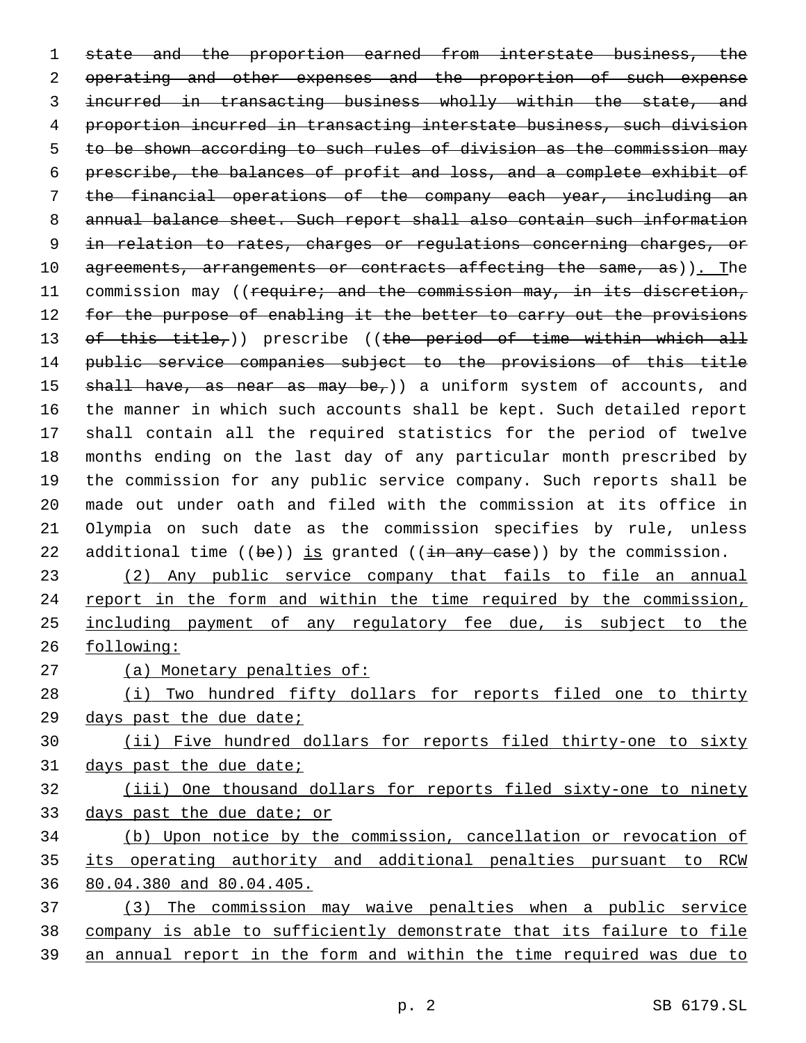~~state and the proportion earned from interstate business, the operating and other expenses and the proportion of such expense incurred in transacting business wholly within the state, and proportion incurred in transacting interstate business, such division to be shown according to such rules of division as the commission may prescribe, the balances of profit and loss, and a complete exhibit of the financial operations of the company each year, including an annual balance sheet. Such report shall also contain such information in relation to rates, charges or regulations concerning charges, or agreements, arrangements or contracts affecting the same, as~~)). The commission may ((~~require; and the commission may, in its discretion, for the purpose of enabling it the better to carry out the provisions of this title,~~)) prescribe ((~~the period of time within which all public service companies subject to the provisions of this title shall have, as near as may be,~~)) a uniform system of accounts, and the manner in which such accounts shall be kept. Such detailed report shall contain all the required statistics for the period of twelve months ending on the last day of any particular month prescribed by the commission for any public service company. Such reports shall be made out under oath and filed with the commission at its office in Olympia on such date as the commission specifies by rule, unless additional time ((~~be~~)) is granted ((~~in any case~~)) by the commission.

(2) Any public service company that fails to file an annual report in the form and within the time required by the commission, including payment of any regulatory fee due, is subject to the following:

(a) Monetary penalties of:

(i) Two hundred fifty dollars for reports filed one to thirty days past the due date;

(ii) Five hundred dollars for reports filed thirty-one to sixty days past the due date;

(iii) One thousand dollars for reports filed sixty-one to ninety days past the due date; or

(b) Upon notice by the commission, cancellation or revocation of its operating authority and additional penalties pursuant to RCW 80.04.380 and 80.04.405.

(3) The commission may waive penalties when a public service company is able to sufficiently demonstrate that its failure to file an annual report in the form and within the time required was due to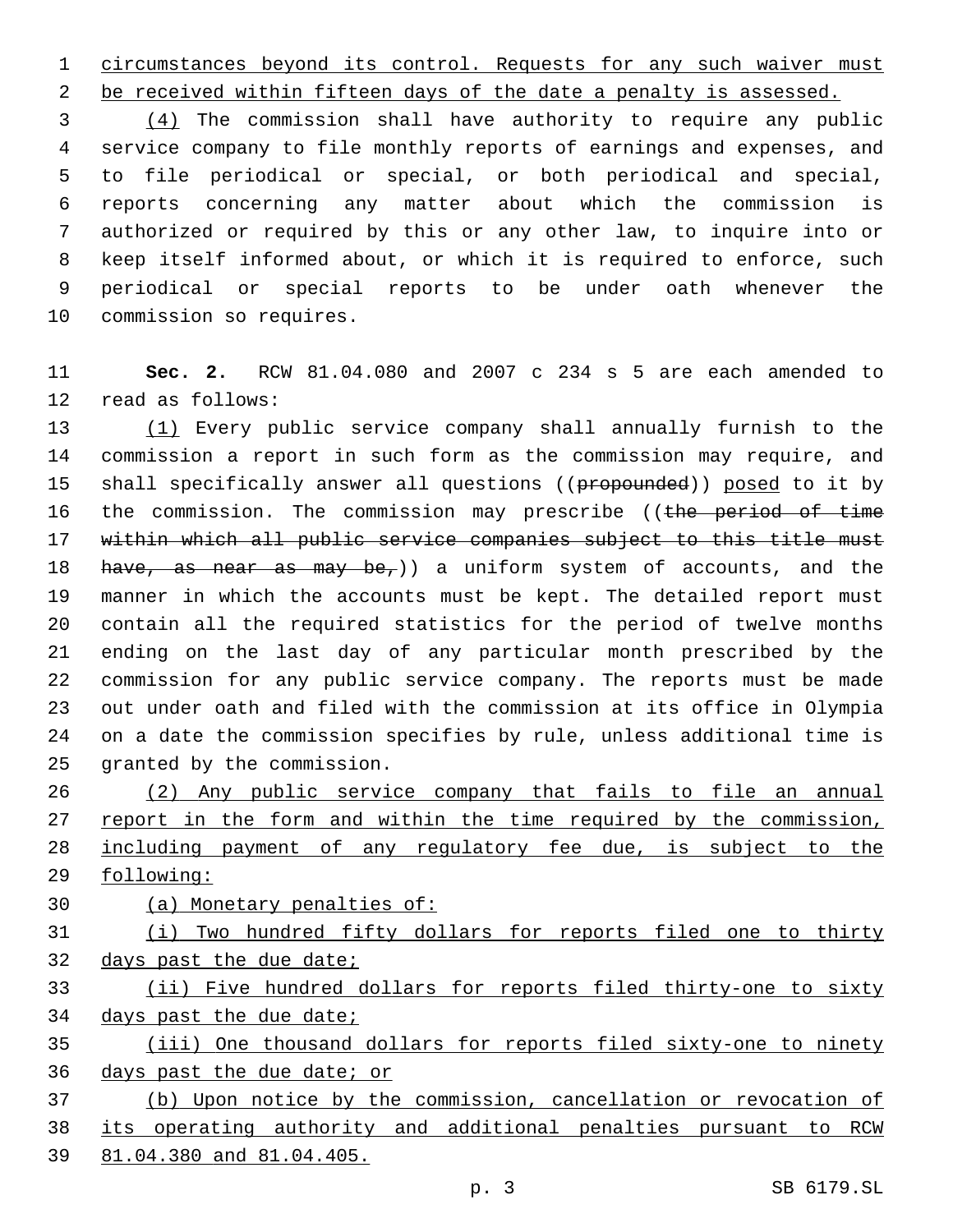circumstances beyond its control. Requests for any such waiver must be received within fifteen days of the date a penalty is assessed.

(4) The commission shall have authority to require any public service company to file monthly reports of earnings and expenses, and to file periodical or special, or both periodical and special, reports concerning any matter about which the commission is authorized or required by this or any other law, to inquire into or keep itself informed about, or which it is required to enforce, such periodical or special reports to be under oath whenever the commission so requires.

**Sec. 2.** RCW 81.04.080 and 2007 c 234 s 5 are each amended to read as follows:

(1) Every public service company shall annually furnish to the commission a report in such form as the commission may require, and shall specifically answer all questions ((~~propounded~~)) posed to it by the commission. The commission may prescribe ((~~the period of time within which all public service companies subject to this title must have, as near as may be,~~)) a uniform system of accounts, and the manner in which the accounts must be kept. The detailed report must contain all the required statistics for the period of twelve months ending on the last day of any particular month prescribed by the commission for any public service company. The reports must be made out under oath and filed with the commission at its office in Olympia on a date the commission specifies by rule, unless additional time is granted by the commission.

(2) Any public service company that fails to file an annual report in the form and within the time required by the commission, including payment of any regulatory fee due, is subject to the following:

(a) Monetary penalties of:

(i) Two hundred fifty dollars for reports filed one to thirty days past the due date;

(ii) Five hundred dollars for reports filed thirty-one to sixty days past the due date;

(iii) One thousand dollars for reports filed sixty-one to ninety days past the due date; or

(b) Upon notice by the commission, cancellation or revocation of its operating authority and additional penalties pursuant to RCW 81.04.380 and 81.04.405.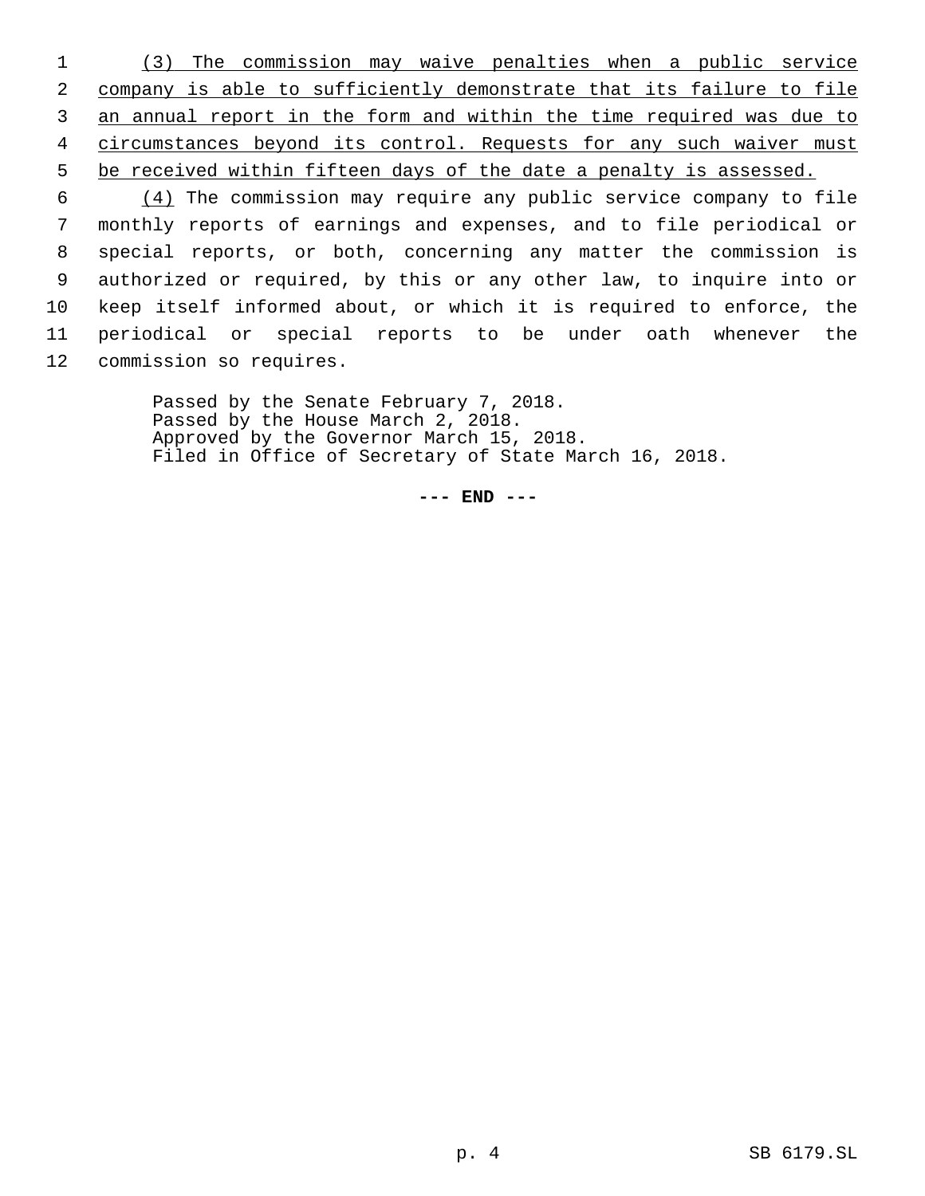(3) The commission may waive penalties when a public service company is able to sufficiently demonstrate that its failure to file an annual report in the form and within the time required was due to circumstances beyond its control. Requests for any such waiver must be received within fifteen days of the date a penalty is assessed.

(4) The commission may require any public service company to file monthly reports of earnings and expenses, and to file periodical or special reports, or both, concerning any matter the commission is authorized or required, by this or any other law, to inquire into or keep itself informed about, or which it is required to enforce, the periodical or special reports to be under oath whenever the commission so requires.

Passed by the Senate February 7, 2018.
Passed by the House March 2, 2018.
Approved by the Governor March 15, 2018.
Filed in Office of Secretary of State March 16, 2018.

**--- END ---**